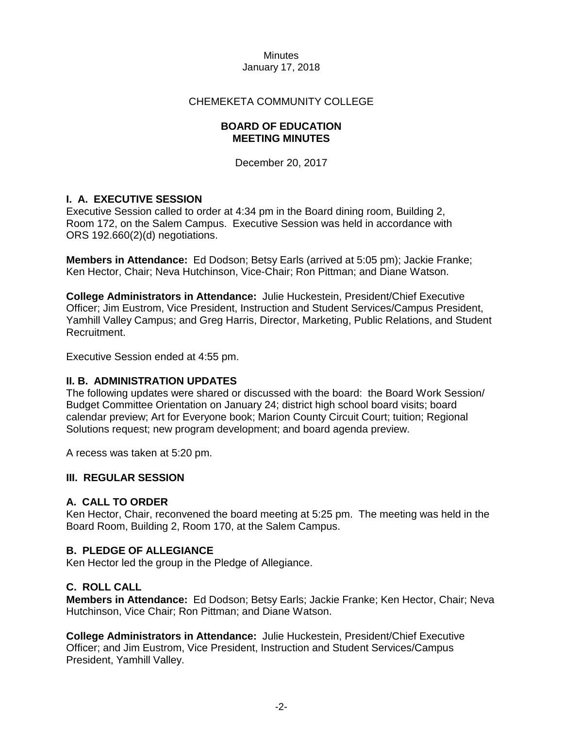Minutes
January 17, 2018

CHEMEKETA COMMUNITY COLLEGE

**BOARD OF EDUCATION**
**MEETING MINUTES**

December 20, 2017

## I. A. EXECUTIVE SESSION

Executive Session called to order at 4:34 pm in the Board dining room, Building 2, Room 172, on the Salem Campus. Executive Session was held in accordance with ORS 192.660(2)(d) negotiations.

**Members in Attendance:** Ed Dodson; Betsy Earls (arrived at 5:05 pm); Jackie Franke; Ken Hector, Chair; Neva Hutchinson, Vice-Chair; Ron Pittman; and Diane Watson.

**College Administrators in Attendance:** Julie Huckestein, President/Chief Executive Officer; Jim Eustrom, Vice President, Instruction and Student Services/Campus President, Yamhill Valley Campus; and Greg Harris, Director, Marketing, Public Relations, and Student Recruitment.

Executive Session ended at 4:55 pm.

## II. B. ADMINISTRATION UPDATES

The following updates were shared or discussed with the board: the Board Work Session/ Budget Committee Orientation on January 24; district high school board visits; board calendar preview; Art for Everyone book; Marion County Circuit Court; tuition; Regional Solutions request; new program development; and board agenda preview.

A recess was taken at 5:20 pm.

## III. REGULAR SESSION

### A. CALL TO ORDER

Ken Hector, Chair, reconvened the board meeting at 5:25 pm. The meeting was held in the Board Room, Building 2, Room 170, at the Salem Campus.

### B. PLEDGE OF ALLEGIANCE

Ken Hector led the group in the Pledge of Allegiance.

### C. ROLL CALL

**Members in Attendance:** Ed Dodson; Betsy Earls; Jackie Franke; Ken Hector, Chair; Neva Hutchinson, Vice Chair; Ron Pittman; and Diane Watson.

**College Administrators in Attendance:** Julie Huckestein, President/Chief Executive Officer; and Jim Eustrom, Vice President, Instruction and Student Services/Campus President, Yamhill Valley.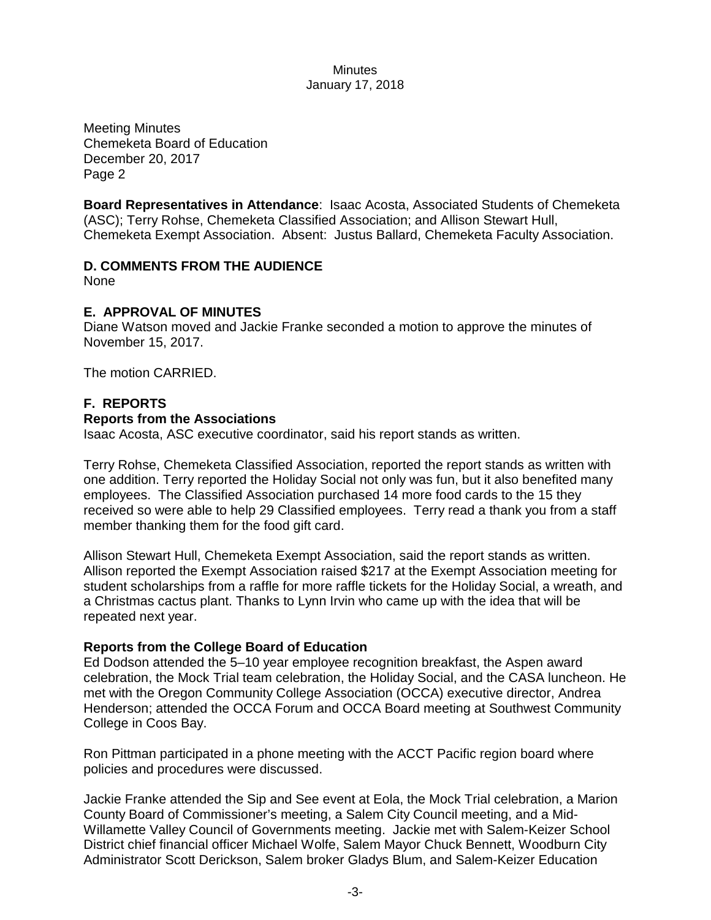Meeting Minutes
Chemeketa Board of Education
December 20, 2017
Page 2

**Board Representatives in Attendance**: Isaac Acosta, Associated Students of Chemeketa (ASC); Terry Rohse, Chemeketa Classified Association; and Allison Stewart Hull, Chemeketa Exempt Association. Absent: Justus Ballard, Chemeketa Faculty Association.

## D. COMMENTS FROM THE AUDIENCE

None

## E. APPROVAL OF MINUTES

Diane Watson moved and Jackie Franke seconded a motion to approve the minutes of November 15, 2017.

The motion CARRIED.

## F. REPORTS

### Reports from the Associations

Isaac Acosta, ASC executive coordinator, said his report stands as written.

Terry Rohse, Chemeketa Classified Association, reported the report stands as written with one addition. Terry reported the Holiday Social not only was fun, but it also benefited many employees. The Classified Association purchased 14 more food cards to the 15 they received so were able to help 29 Classified employees. Terry read a thank you from a staff member thanking them for the food gift card.

Allison Stewart Hull, Chemeketa Exempt Association, said the report stands as written. Allison reported the Exempt Association raised $217 at the Exempt Association meeting for student scholarships from a raffle for more raffle tickets for the Holiday Social, a wreath, and a Christmas cactus plant. Thanks to Lynn Irvin who came up with the idea that will be repeated next year.

### Reports from the College Board of Education

Ed Dodson attended the 5–10 year employee recognition breakfast, the Aspen award celebration, the Mock Trial team celebration, the Holiday Social, and the CASA luncheon. He met with the Oregon Community College Association (OCCA) executive director, Andrea Henderson; attended the OCCA Forum and OCCA Board meeting at Southwest Community College in Coos Bay.

Ron Pittman participated in a phone meeting with the ACCT Pacific region board where policies and procedures were discussed.

Jackie Franke attended the Sip and See event at Eola, the Mock Trial celebration, a Marion County Board of Commissioner's meeting, a Salem City Council meeting, and a Mid-Willamette Valley Council of Governments meeting. Jackie met with Salem-Keizer School District chief financial officer Michael Wolfe, Salem Mayor Chuck Bennett, Woodburn City Administrator Scott Derickson, Salem broker Gladys Blum, and Salem-Keizer Education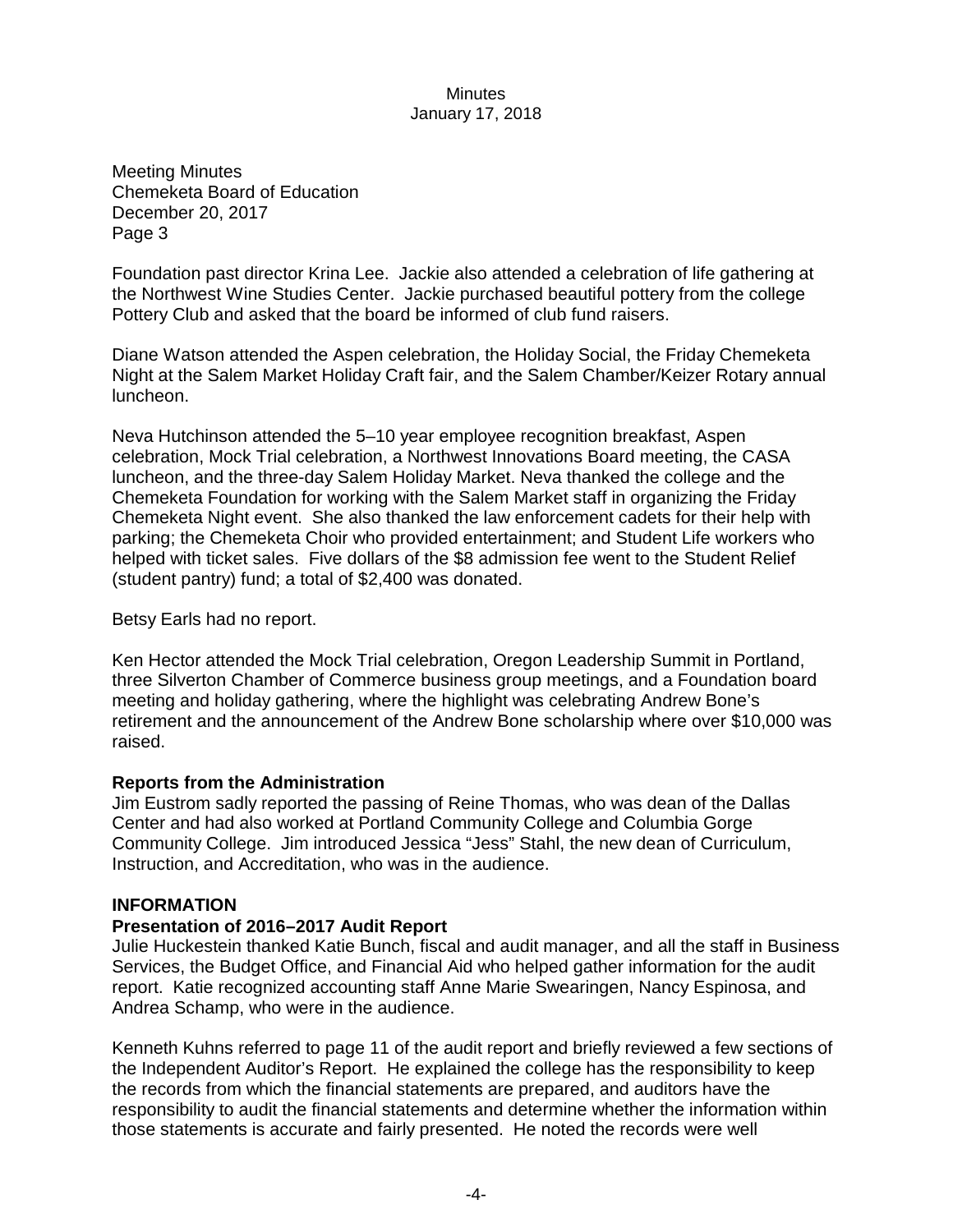Foundation past director Krina Lee. Jackie also attended a celebration of life gathering at the Northwest Wine Studies Center. Jackie purchased beautiful pottery from the college Pottery Club and asked that the board be informed of club fund raisers.

Diane Watson attended the Aspen celebration, the Holiday Social, the Friday Chemeketa Night at the Salem Market Holiday Craft fair, and the Salem Chamber/Keizer Rotary annual luncheon.

Neva Hutchinson attended the 5–10 year employee recognition breakfast, Aspen celebration, Mock Trial celebration, a Northwest Innovations Board meeting, the CASA luncheon, and the three-day Salem Holiday Market. Neva thanked the college and the Chemeketa Foundation for working with the Salem Market staff in organizing the Friday Chemeketa Night event. She also thanked the law enforcement cadets for their help with parking; the Chemeketa Choir who provided entertainment; and Student Life workers who helped with ticket sales. Five dollars of the $8 admission fee went to the Student Relief (student pantry) fund; a total of $2,400 was donated.

Betsy Earls had no report.

Ken Hector attended the Mock Trial celebration, Oregon Leadership Summit in Portland, three Silverton Chamber of Commerce business group meetings, and a Foundation board meeting and holiday gathering, where the highlight was celebrating Andrew Bone's retirement and the announcement of the Andrew Bone scholarship where over $10,000 was raised.

**Reports from the Administration**

Jim Eustrom sadly reported the passing of Reine Thomas, who was dean of the Dallas Center and had also worked at Portland Community College and Columbia Gorge Community College. Jim introduced Jessica "Jess" Stahl, the new dean of Curriculum, Instruction, and Accreditation, who was in the audience.

**INFORMATION**

**Presentation of 2016–2017 Audit Report**

Julie Huckestein thanked Katie Bunch, fiscal and audit manager, and all the staff in Business Services, the Budget Office, and Financial Aid who helped gather information for the audit report. Katie recognized accounting staff Anne Marie Swearingen, Nancy Espinosa, and Andrea Schamp, who were in the audience.

Kenneth Kuhns referred to page 11 of the audit report and briefly reviewed a few sections of the Independent Auditor's Report. He explained the college has the responsibility to keep the records from which the financial statements are prepared, and auditors have the responsibility to audit the financial statements and determine whether the information within those statements is accurate and fairly presented. He noted the records were well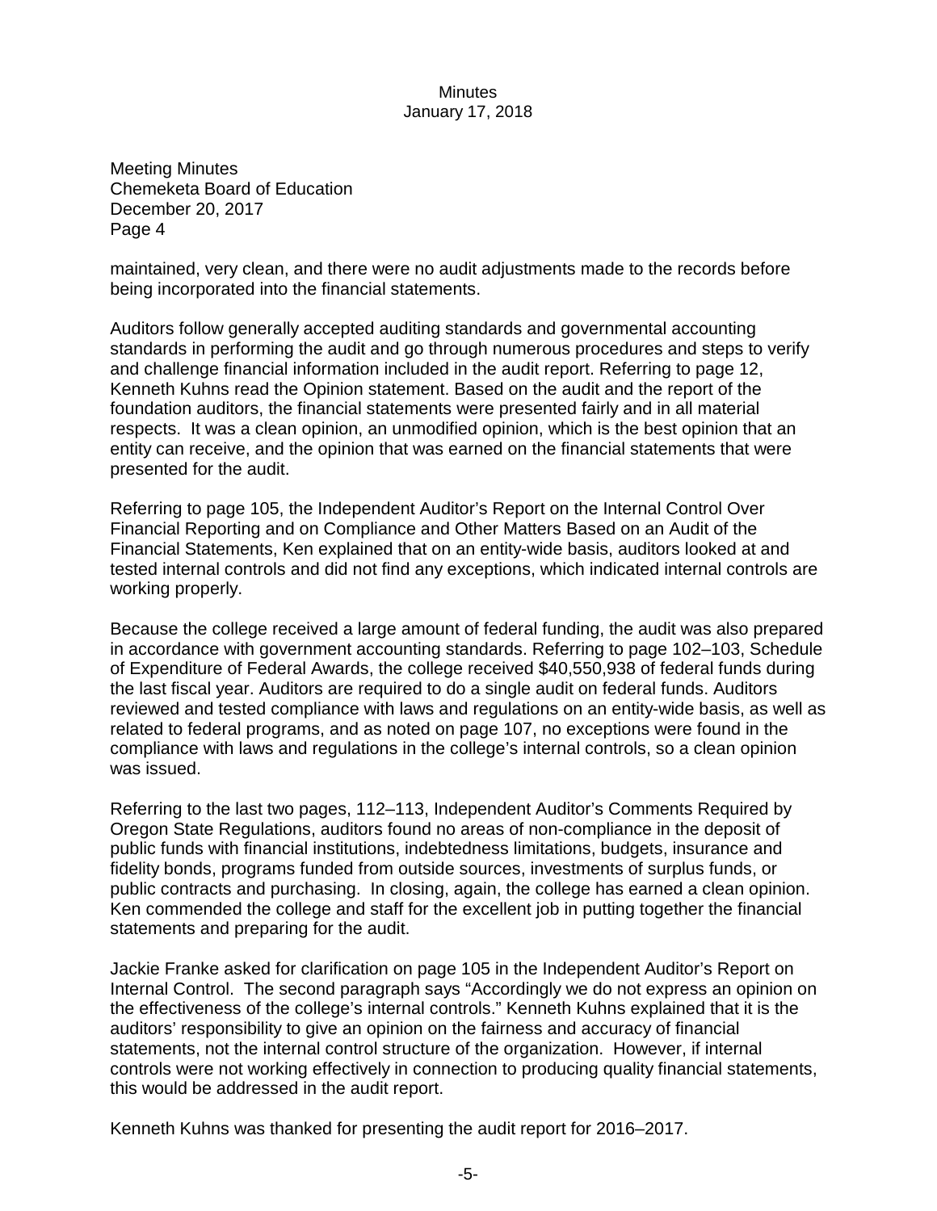Meeting Minutes
Chemeketa Board of Education
December 20, 2017
Page 4

maintained, very clean, and there were no audit adjustments made to the records before being incorporated into the financial statements.

Auditors follow generally accepted auditing standards and governmental accounting standards in performing the audit and go through numerous procedures and steps to verify and challenge financial information included in the audit report. Referring to page 12, Kenneth Kuhns read the Opinion statement. Based on the audit and the report of the foundation auditors, the financial statements were presented fairly and in all material respects. It was a clean opinion, an unmodified opinion, which is the best opinion that an entity can receive, and the opinion that was earned on the financial statements that were presented for the audit.

Referring to page 105, the Independent Auditor's Report on the Internal Control Over Financial Reporting and on Compliance and Other Matters Based on an Audit of the Financial Statements, Ken explained that on an entity-wide basis, auditors looked at and tested internal controls and did not find any exceptions, which indicated internal controls are working properly.

Because the college received a large amount of federal funding, the audit was also prepared in accordance with government accounting standards. Referring to page 102–103, Schedule of Expenditure of Federal Awards, the college received $40,550,938 of federal funds during the last fiscal year. Auditors are required to do a single audit on federal funds. Auditors reviewed and tested compliance with laws and regulations on an entity-wide basis, as well as related to federal programs, and as noted on page 107, no exceptions were found in the compliance with laws and regulations in the college's internal controls, so a clean opinion was issued.

Referring to the last two pages, 112–113, Independent Auditor's Comments Required by Oregon State Regulations, auditors found no areas of non-compliance in the deposit of public funds with financial institutions, indebtedness limitations, budgets, insurance and fidelity bonds, programs funded from outside sources, investments of surplus funds, or public contracts and purchasing. In closing, again, the college has earned a clean opinion. Ken commended the college and staff for the excellent job in putting together the financial statements and preparing for the audit.

Jackie Franke asked for clarification on page 105 in the Independent Auditor's Report on Internal Control. The second paragraph says "Accordingly we do not express an opinion on the effectiveness of the college's internal controls." Kenneth Kuhns explained that it is the auditors' responsibility to give an opinion on the fairness and accuracy of financial statements, not the internal control structure of the organization. However, if internal controls were not working effectively in connection to producing quality financial statements, this would be addressed in the audit report.

Kenneth Kuhns was thanked for presenting the audit report for 2016–2017.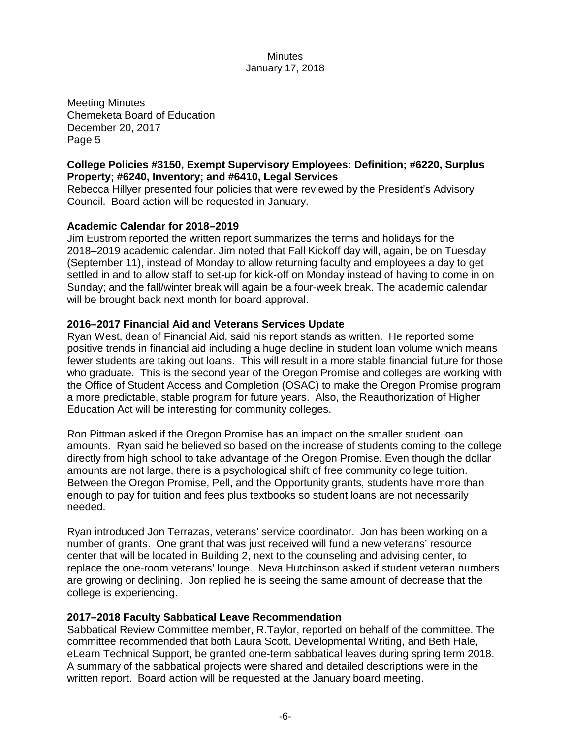Meeting Minutes
Chemeketa Board of Education
December 20, 2017
Page 5

**College Policies #3150, Exempt Supervisory Employees: Definition; #6220, Surplus Property; #6240, Inventory; and #6410, Legal Services**
Rebecca Hillyer presented four policies that were reviewed by the President's Advisory Council. Board action will be requested in January.

**Academic Calendar for 2018–2019**
Jim Eustrom reported the written report summarizes the terms and holidays for the 2018–2019 academic calendar. Jim noted that Fall Kickoff day will, again, be on Tuesday (September 11), instead of Monday to allow returning faculty and employees a day to get settled in and to allow staff to set-up for kick-off on Monday instead of having to come in on Sunday; and the fall/winter break will again be a four-week break. The academic calendar will be brought back next month for board approval.

**2016–2017 Financial Aid and Veterans Services Update**
Ryan West, dean of Financial Aid, said his report stands as written. He reported some positive trends in financial aid including a huge decline in student loan volume which means fewer students are taking out loans. This will result in a more stable financial future for those who graduate. This is the second year of the Oregon Promise and colleges are working with the Office of Student Access and Completion (OSAC) to make the Oregon Promise program a more predictable, stable program for future years. Also, the Reauthorization of Higher Education Act will be interesting for community colleges.

Ron Pittman asked if the Oregon Promise has an impact on the smaller student loan amounts. Ryan said he believed so based on the increase of students coming to the college directly from high school to take advantage of the Oregon Promise. Even though the dollar amounts are not large, there is a psychological shift of free community college tuition. Between the Oregon Promise, Pell, and the Opportunity grants, students have more than enough to pay for tuition and fees plus textbooks so student loans are not necessarily needed.

Ryan introduced Jon Terrazas, veterans' service coordinator. Jon has been working on a number of grants. One grant that was just received will fund a new veterans' resource center that will be located in Building 2, next to the counseling and advising center, to replace the one-room veterans' lounge. Neva Hutchinson asked if student veteran numbers are growing or declining. Jon replied he is seeing the same amount of decrease that the college is experiencing.

**2017–2018 Faculty Sabbatical Leave Recommendation**
Sabbatical Review Committee member, R.Taylor, reported on behalf of the committee. The committee recommended that both Laura Scott, Developmental Writing, and Beth Hale, eLearn Technical Support, be granted one-term sabbatical leaves during spring term 2018. A summary of the sabbatical projects were shared and detailed descriptions were in the written report. Board action will be requested at the January board meeting.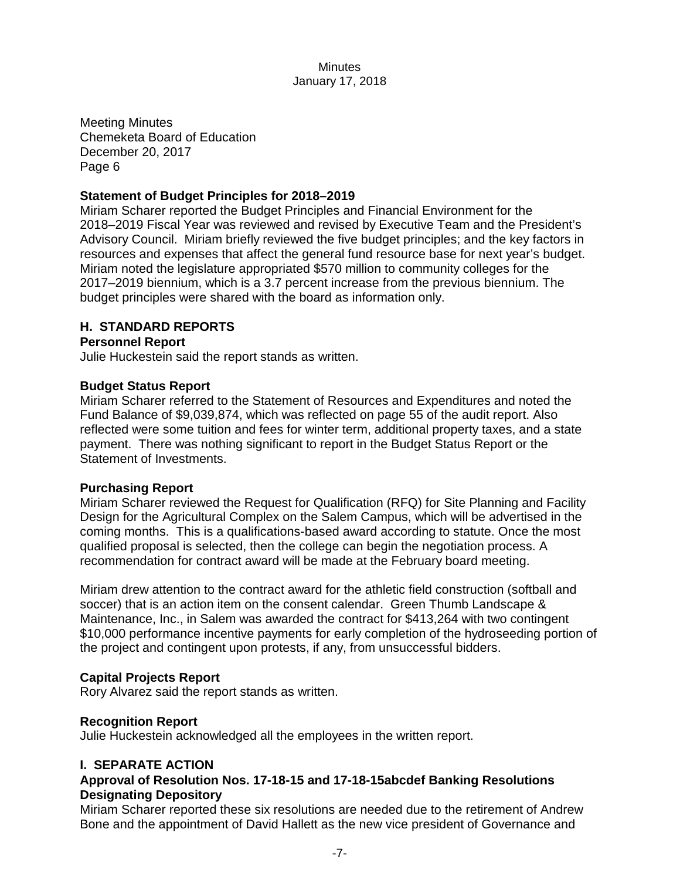Meeting Minutes
Chemeketa Board of Education
December 20, 2017
Page 6

**Statement of Budget Principles for 2018–2019**
Miriam Scharer reported the Budget Principles and Financial Environment for the 2018–2019 Fiscal Year was reviewed and revised by Executive Team and the President's Advisory Council. Miriam briefly reviewed the five budget principles; and the key factors in resources and expenses that affect the general fund resource base for next year's budget. Miriam noted the legislature appropriated $570 million to community colleges for the 2017–2019 biennium, which is a 3.7 percent increase from the previous biennium. The budget principles were shared with the board as information only.

## H. STANDARD REPORTS

**Personnel Report**
Julie Huckestein said the report stands as written.

**Budget Status Report**
Miriam Scharer referred to the Statement of Resources and Expenditures and noted the Fund Balance of $9,039,874, which was reflected on page 55 of the audit report. Also reflected were some tuition and fees for winter term, additional property taxes, and a state payment. There was nothing significant to report in the Budget Status Report or the Statement of Investments.

**Purchasing Report**
Miriam Scharer reviewed the Request for Qualification (RFQ) for Site Planning and Facility Design for the Agricultural Complex on the Salem Campus, which will be advertised in the coming months. This is a qualifications-based award according to statute. Once the most qualified proposal is selected, then the college can begin the negotiation process. A recommendation for contract award will be made at the February board meeting.

Miriam drew attention to the contract award for the athletic field construction (softball and soccer) that is an action item on the consent calendar. Green Thumb Landscape & Maintenance, Inc., in Salem was awarded the contract for $413,264 with two contingent $10,000 performance incentive payments for early completion of the hydroseeding portion of the project and contingent upon protests, if any, from unsuccessful bidders.

**Capital Projects Report**
Rory Alvarez said the report stands as written.

**Recognition Report**
Julie Huckestein acknowledged all the employees in the written report.

## I. SEPARATE ACTION

**Approval of Resolution Nos. 17-18-15 and 17-18-15abcdef Banking Resolutions Designating Depository**
Miriam Scharer reported these six resolutions are needed due to the retirement of Andrew Bone and the appointment of David Hallett as the new vice president of Governance and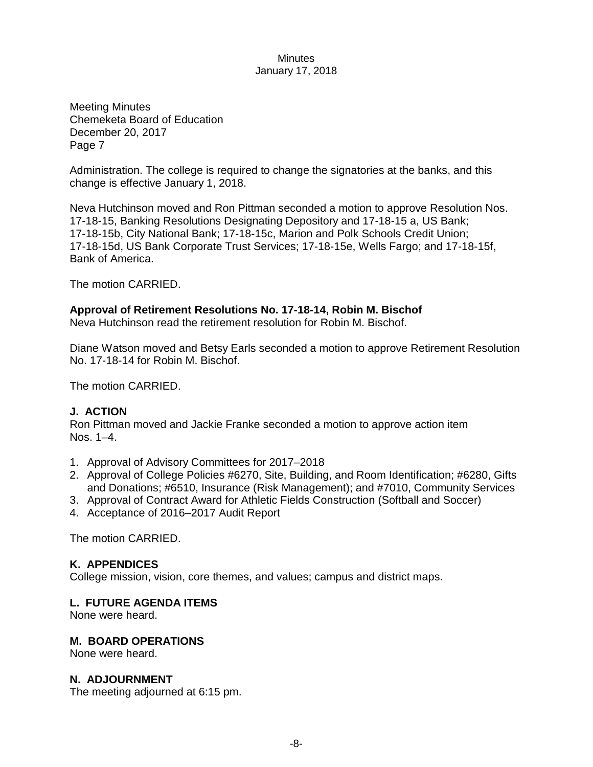Meeting Minutes
Chemeketa Board of Education
December 20, 2017
Page 7

Administration. The college is required to change the signatories at the banks, and this change is effective January 1, 2018.

Neva Hutchinson moved and Ron Pittman seconded a motion to approve Resolution Nos. 17-18-15, Banking Resolutions Designating Depository and 17-18-15 a, US Bank; 17-18-15b, City National Bank; 17-18-15c, Marion and Polk Schools Credit Union; 17-18-15d, US Bank Corporate Trust Services; 17-18-15e, Wells Fargo; and 17-18-15f, Bank of America.

The motion CARRIED.

**Approval of Retirement Resolutions No. 17-18-14, Robin M. Bischof**

Neva Hutchinson read the retirement resolution for Robin M. Bischof.

Diane Watson moved and Betsy Earls seconded a motion to approve Retirement Resolution No. 17-18-14 for Robin M. Bischof.

The motion CARRIED.

## J. ACTION

Ron Pittman moved and Jackie Franke seconded a motion to approve action item Nos. 1–4.

1. Approval of Advisory Committees for 2017–2018
2. Approval of College Policies #6270, Site, Building, and Room Identification; #6280, Gifts and Donations; #6510, Insurance (Risk Management); and #7010, Community Services
3. Approval of Contract Award for Athletic Fields Construction (Softball and Soccer)
4. Acceptance of 2016–2017 Audit Report

The motion CARRIED.

## K. APPENDICES

College mission, vision, core themes, and values; campus and district maps.

## L. FUTURE AGENDA ITEMS

None were heard.

## M. BOARD OPERATIONS

None were heard.

## N. ADJOURNMENT

The meeting adjourned at 6:15 pm.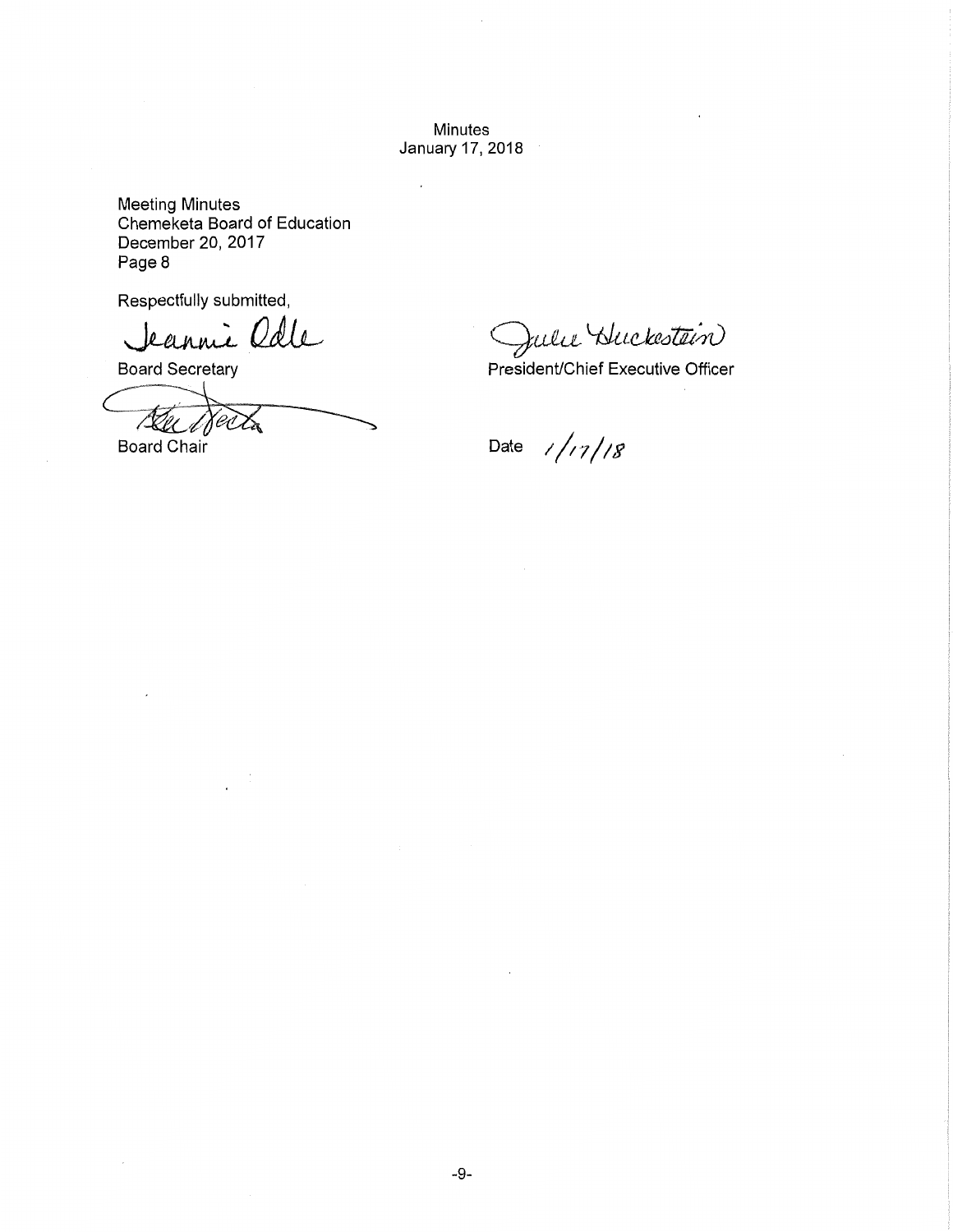Minutes
January 17, 2018

Meeting Minutes
Chemeketa Board of Education
December 20, 2017
Page 8

Respectfully submitted,

Jeannie Odle

Board Secretary

Board Chair

Julie Huckestein

President/Chief Executive Officer

Date 1/17/18